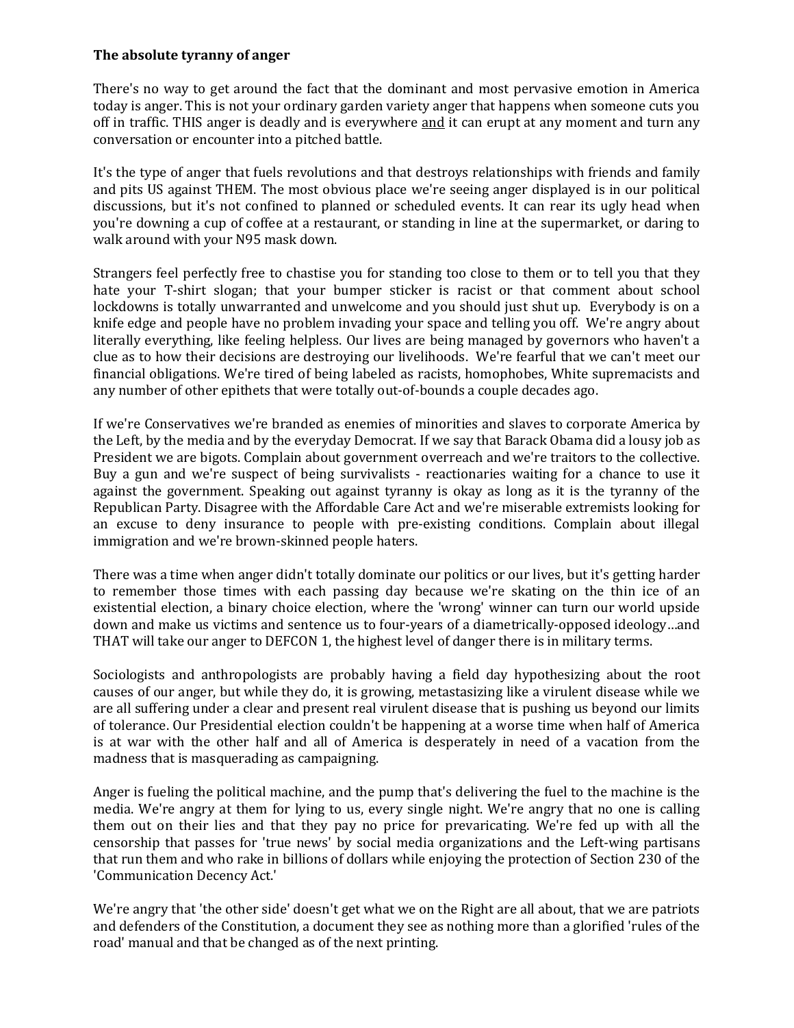**The absolute tyranny of anger**

There's no way to get around the fact that the dominant and most pervasive emotion in America today is anger. This is not your ordinary garden variety anger that happens when someone cuts you off in traffic. THIS anger is deadly and is everywhere <u>and</u> it can erupt at any moment and turn any conversation or encounter into a pitched battle.

It's the type of anger that fuels revolutions and that destroys relationships with friends and family and pits US against THEM. The most obvious place we're seeing anger displayed is in our political discussions, but it's not confined to planned or scheduled events. It can rear its ugly head when you're downing a cup of coffee at a restaurant, or standing in line at the supermarket, or daring to walk around with your N95 mask down.

Strangers feel perfectly free to chastise you for standing too close to them or to tell you that they hate your T-shirt slogan; that your bumper sticker is racist or that comment about school lockdowns is totally unwarranted and unwelcome and you should just shut up. Everybody is on a knife edge and people have no problem invading your space and telling you off. We're angry about literally everything, like feeling helpless. Our lives are being managed by governors who haven't a clue as to how their decisions are destroying our livelihoods. We're fearful that we can't meet our financial obligations. We're tired of being labeled as racists, homophobes, White supremacists and any number of other epithets that were totally out-of-bounds a couple decades ago.

If we're Conservatives we're branded as enemies of minorities and slaves to corporate America by the Left, by the media and by the everyday Democrat. If we say that Barack Obama did a lousy job as President we are bigots. Complain about government overreach and we're traitors to the collective. Buy a gun and we're suspect of being survivalists - reactionaries waiting for a chance to use it against the government. Speaking out against tyranny is okay as long as it is the tyranny of the Republican Party. Disagree with the Affordable Care Act and we're miserable extremists looking for an excuse to deny insurance to people with pre-existing conditions. Complain about illegal immigration and we're brown-skinned people haters.

There was a time when anger didn't totally dominate our politics or our lives, but it's getting harder to remember those times with each passing day because we're skating on the thin ice of an existential election, a binary choice election, where the 'wrong' winner can turn our world upside down and make us victims and sentence us to four-years of a diametrically-opposed ideology…and THAT will take our anger to DEFCON 1, the highest level of danger there is in military terms.

Sociologists and anthropologists are probably having a field day hypothesizing about the root causes of our anger, but while they do, it is growing, metastasizing like a virulent disease while we are all suffering under a clear and present real virulent disease that is pushing us beyond our limits of tolerance. Our Presidential election couldn't be happening at a worse time when half of America is at war with the other half and all of America is desperately in need of a vacation from the madness that is masquerading as campaigning.

Anger is fueling the political machine, and the pump that's delivering the fuel to the machine is the media. We're angry at them for lying to us, every single night. We're angry that no one is calling them out on their lies and that they pay no price for prevaricating. We're fed up with all the censorship that passes for 'true news' by social media organizations and the Left-wing partisans that run them and who rake in billions of dollars while enjoying the protection of Section 230 of the 'Communication Decency Act.'

We're angry that 'the other side' doesn't get what we on the Right are all about, that we are patriots and defenders of the Constitution, a document they see as nothing more than a glorified 'rules of the road' manual and that be changed as of the next printing.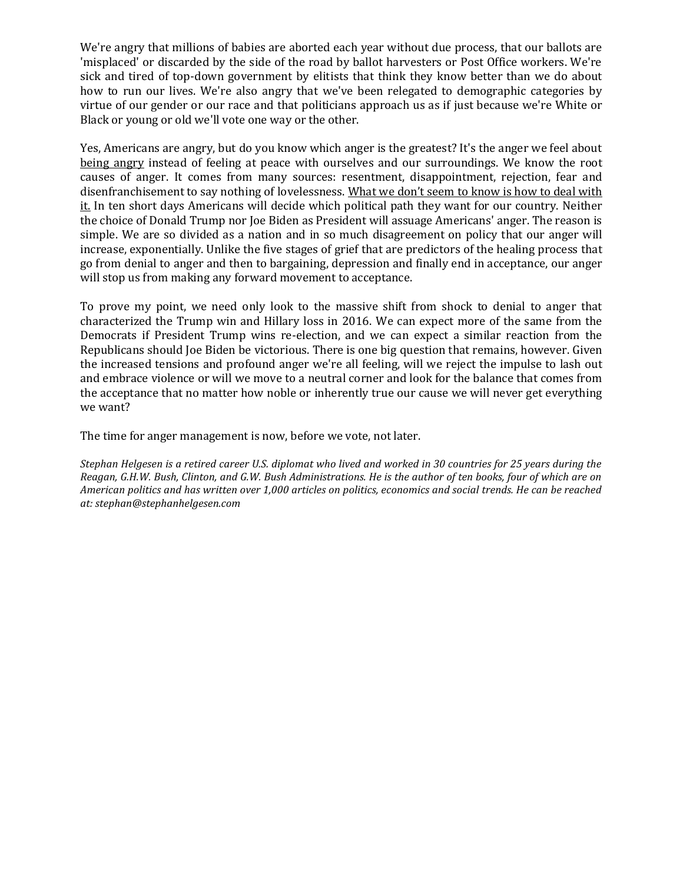We're angry that millions of babies are aborted each year without due process, that our ballots are 'misplaced' or discarded by the side of the road by ballot harvesters or Post Office workers. We're sick and tired of top-down government by elitists that think they know better than we do about how to run our lives. We're also angry that we've been relegated to demographic categories by virtue of our gender or our race and that politicians approach us as if just because we're White or Black or young or old we'll vote one way or the other.

Yes, Americans are angry, but do you know which anger is the greatest? It's the anger we feel about <u>being angry</u> instead of feeling at peace with ourselves and our surroundings. We know the root causes of anger. It comes from many sources: resentment, disappointment, rejection, fear and disenfranchisement to say nothing of lovelessness. <u>What we don't seem to know is how to deal with it.</u> In ten short days Americans will decide which political path they want for our country. Neither the choice of Donald Trump nor Joe Biden as President will assuage Americans' anger. The reason is simple. We are so divided as a nation and in so much disagreement on policy that our anger will increase, exponentially. Unlike the five stages of grief that are predictors of the healing process that go from denial to anger and then to bargaining, depression and finally end in acceptance, our anger will stop us from making any forward movement to acceptance.

To prove my point, we need only look to the massive shift from shock to denial to anger that characterized the Trump win and Hillary loss in 2016. We can expect more of the same from the Democrats if President Trump wins re-election, and we can expect a similar reaction from the Republicans should Joe Biden be victorious. There is one big question that remains, however. Given the increased tensions and profound anger we're all feeling, will we reject the impulse to lash out and embrace violence or will we move to a neutral corner and look for the balance that comes from the acceptance that no matter how noble or inherently true our cause we will never get everything we want?

The time for anger management is now, before we vote, not later.

*Stephan Helgesen is a retired career U.S. diplomat who lived and worked in 30 countries for 25 years during the Reagan, G.H.W. Bush, Clinton, and G.W. Bush Administrations. He is the author of ten books, four of which are on American politics and has written over 1,000 articles on politics, economics and social trends. He can be reached at: stephan@stephanhelgesen.com*